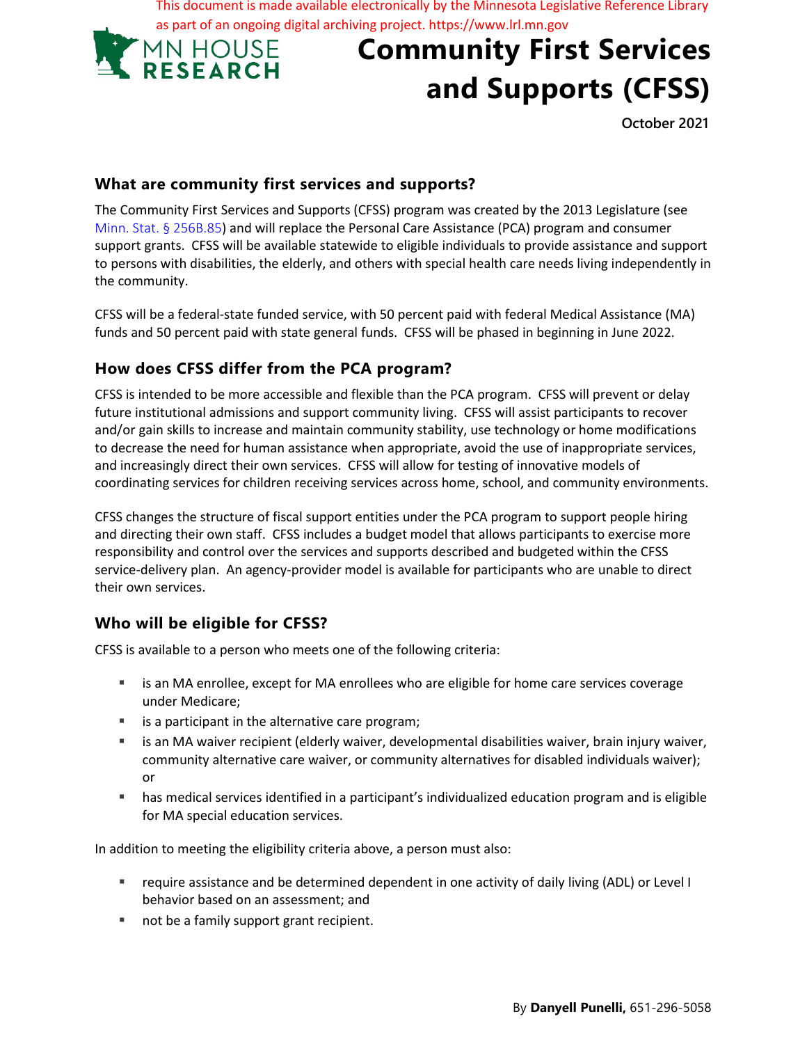This document is made available electronically by the Minnesota Legislative Reference Library as part of an ongoing digital archiving project. https://www.lrl.mn.gov

MN HOUSE RESEARCH

# Community First Services and Supports (CFSS)

October 2021

## What are community first services and supports?

The Community First Services and Supports (CFSS) program was created by the 2013 Legislature (see Minn. Stat. § 256B.85) and will replace the Personal Care Assistance (PCA) program and consumer support grants. CFSS will be available statewide to eligible individuals to provide assistance and support to persons with disabilities, the elderly, and others with special health care needs living independently in the community.

CFSS will be a federal-state funded service, with 50 percent paid with federal Medical Assistance (MA) funds and 50 percent paid with state general funds. CFSS will be phased in beginning in June 2022.

## How does CFSS differ from the PCA program?

CFSS is intended to be more accessible and flexible than the PCA program. CFSS will prevent or delay future institutional admissions and support community living. CFSS will assist participants to recover and/or gain skills to increase and maintain community stability, use technology or home modifications to decrease the need for human assistance when appropriate, avoid the use of inappropriate services, and increasingly direct their own services. CFSS will allow for testing of innovative models of coordinating services for children receiving services across home, school, and community environments.

CFSS changes the structure of fiscal support entities under the PCA program to support people hiring and directing their own staff. CFSS includes a budget model that allows participants to exercise more responsibility and control over the services and supports described and budgeted within the CFSS service-delivery plan. An agency-provider model is available for participants who are unable to direct their own services.

## Who will be eligible for CFSS?

CFSS is available to a person who meets one of the following criteria:

- is an MA enrollee, except for MA enrollees who are eligible for home care services coverage under Medicare;
- is a participant in the alternative care program;
- is an MA waiver recipient (elderly waiver, developmental disabilities waiver, brain injury waiver, community alternative care waiver, or community alternatives for disabled individuals waiver); or
- has medical services identified in a participant's individualized education program and is eligible for MA special education services.

In addition to meeting the eligibility criteria above, a person must also:

- require assistance and be determined dependent in one activity of daily living (ADL) or Level I behavior based on an assessment; and
- not be a family support grant recipient.

By **Danyell Punelli,** 651-296-5058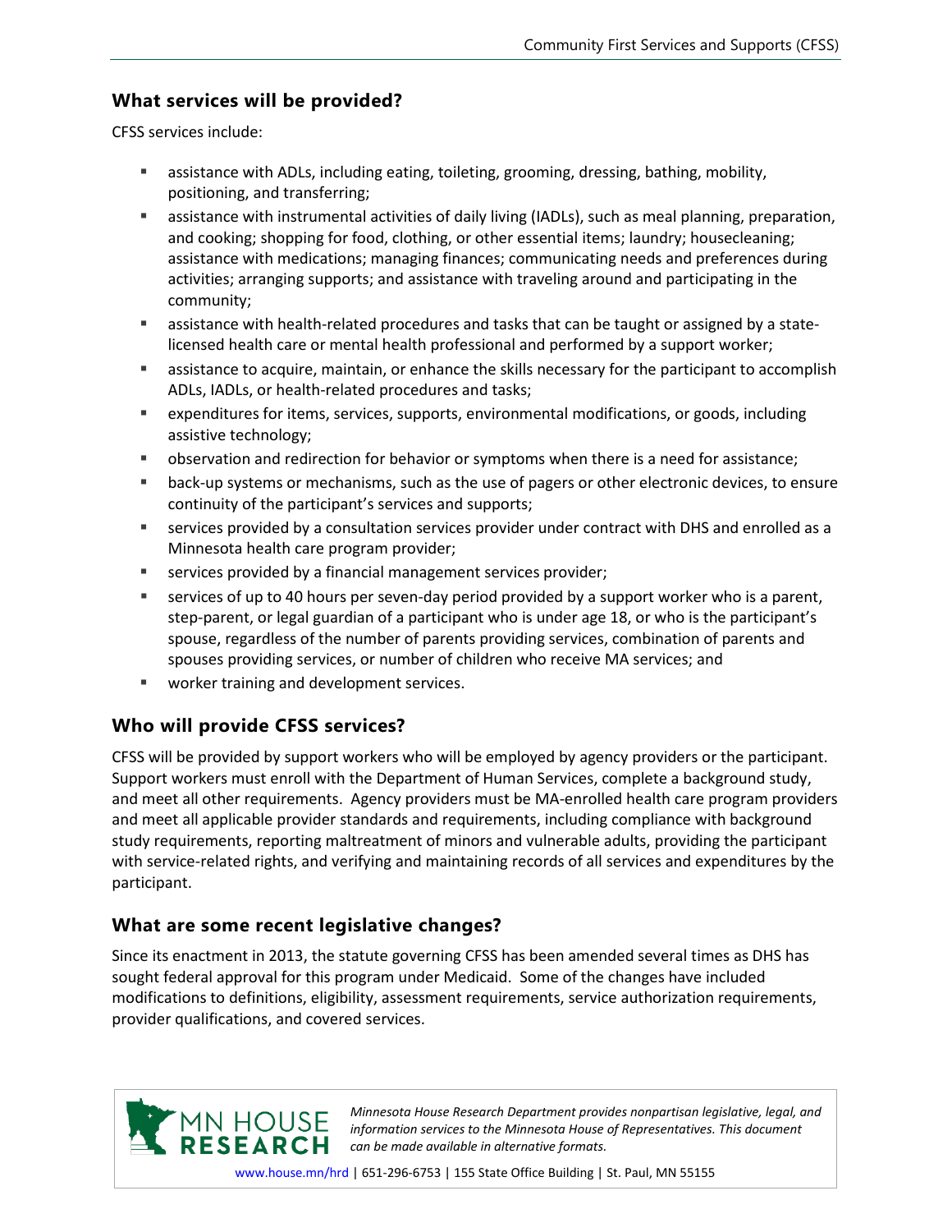## What services will be provided?

CFSS services include:

- assistance with ADLs, including eating, toileting, grooming, dressing, bathing, mobility, positioning, and transferring;
- assistance with instrumental activities of daily living (IADLs), such as meal planning, preparation, and cooking; shopping for food, clothing, or other essential items; laundry; housecleaning; assistance with medications; managing finances; communicating needs and preferences during activities; arranging supports; and assistance with traveling around and participating in the community;
- assistance with health-related procedures and tasks that can be taught or assigned by a state-licensed health care or mental health professional and performed by a support worker;
- assistance to acquire, maintain, or enhance the skills necessary for the participant to accomplish ADLs, IADLs, or health-related procedures and tasks;
- expenditures for items, services, supports, environmental modifications, or goods, including assistive technology;
- observation and redirection for behavior or symptoms when there is a need for assistance;
- back-up systems or mechanisms, such as the use of pagers or other electronic devices, to ensure continuity of the participant's services and supports;
- services provided by a consultation services provider under contract with DHS and enrolled as a Minnesota health care program provider;
- services provided by a financial management services provider;
- services of up to 40 hours per seven-day period provided by a support worker who is a parent, step-parent, or legal guardian of a participant who is under age 18, or who is the participant's spouse, regardless of the number of parents providing services, combination of parents and spouses providing services, or number of children who receive MA services; and
- worker training and development services.

## Who will provide CFSS services?

CFSS will be provided by support workers who will be employed by agency providers or the participant. Support workers must enroll with the Department of Human Services, complete a background study, and meet all other requirements. Agency providers must be MA-enrolled health care program providers and meet all applicable provider standards and requirements, including compliance with background study requirements, reporting maltreatment of minors and vulnerable adults, providing the participant with service-related rights, and verifying and maintaining records of all services and expenditures by the participant.

## What are some recent legislative changes?

Since its enactment in 2013, the statute governing CFSS has been amended several times as DHS has sought federal approval for this program under Medicaid. Some of the changes have included modifications to definitions, eligibility, assessment requirements, service authorization requirements, provider qualifications, and covered services.

MN HOUSE RESEARCH

*Minnesota House Research Department provides nonpartisan legislative, legal, and information services to the Minnesota House of Representatives. This document can be made available in alternative formats.*

www.house.mn/hrd | 651-296-6753 | 155 State Office Building | St. Paul, MN 55155